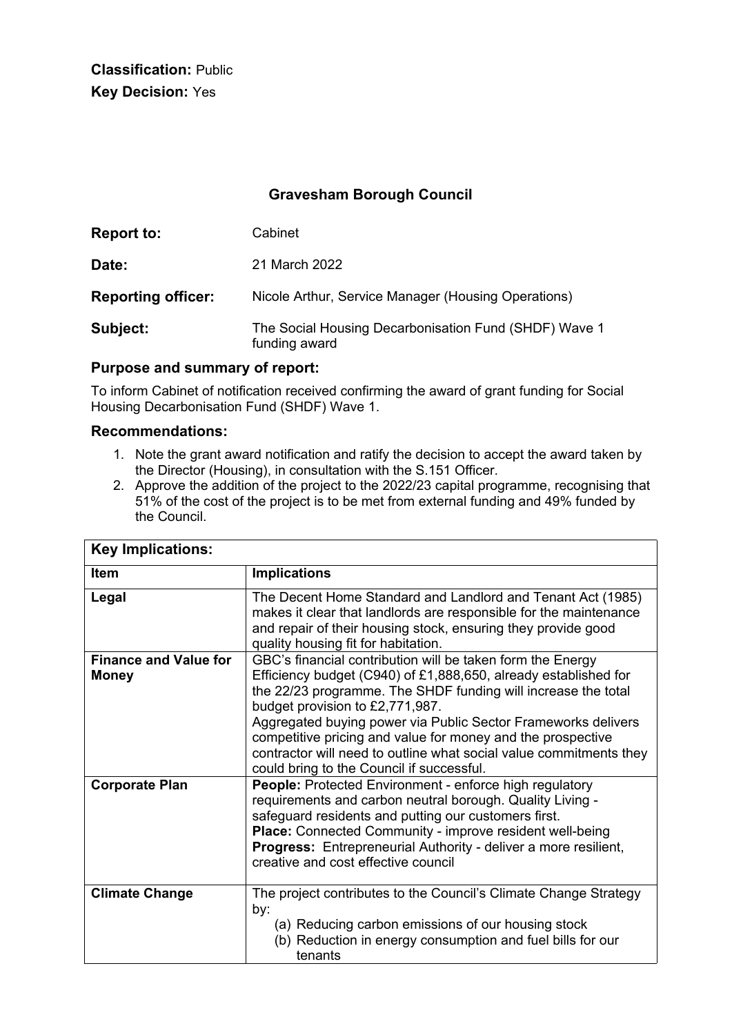**Classification:** Public
**Key Decision:** Yes

## Gravesham Borough Council

**Report to:** Cabinet

**Date:** 21 March 2022

**Reporting officer:** Nicole Arthur, Service Manager (Housing Operations)

**Subject:** The Social Housing Decarbonisation Fund (SHDF) Wave 1 funding award

### Purpose and summary of report:

To inform Cabinet of notification received confirming the award of grant funding for Social Housing Decarbonisation Fund (SHDF) Wave 1.

### Recommendations:

1. Note the grant award notification and ratify the decision to accept the award taken by the Director (Housing), in consultation with the S.151 Officer.
2. Approve the addition of the project to the 2022/23 capital programme, recognising that 51% of the cost of the project is to be met from external funding and 49% funded by the Council.

| **Key Implications:** | |
|---|---|
| **Item** | **Implications** |
| **Legal** | The Decent Home Standard and Landlord and Tenant Act (1985) makes it clear that landlords are responsible for the maintenance and repair of their housing stock, ensuring they provide good quality housing fit for habitation. |
| **Finance and Value for Money** | GBC's financial contribution will be taken form the Energy Efficiency budget (C940) of £1,888,650, already established for the 22/23 programme. The SHDF funding will increase the total budget provision to £2,771,987.<br>Aggregated buying power via Public Sector Frameworks delivers competitive pricing and value for money and the prospective contractor will need to outline what social value commitments they could bring to the Council if successful. |
| **Corporate Plan** | **People:** Protected Environment - enforce high regulatory requirements and carbon neutral borough. Quality Living - safeguard residents and putting our customers first.<br>**Place:** Connected Community - improve resident well-being<br>**Progress:** Entrepreneurial Authority - deliver a more resilient, creative and cost effective council |
| **Climate Change** | The project contributes to the Council's Climate Change Strategy by:<br>(a) Reducing carbon emissions of our housing stock<br>(b) Reduction in energy consumption and fuel bills for our tenants |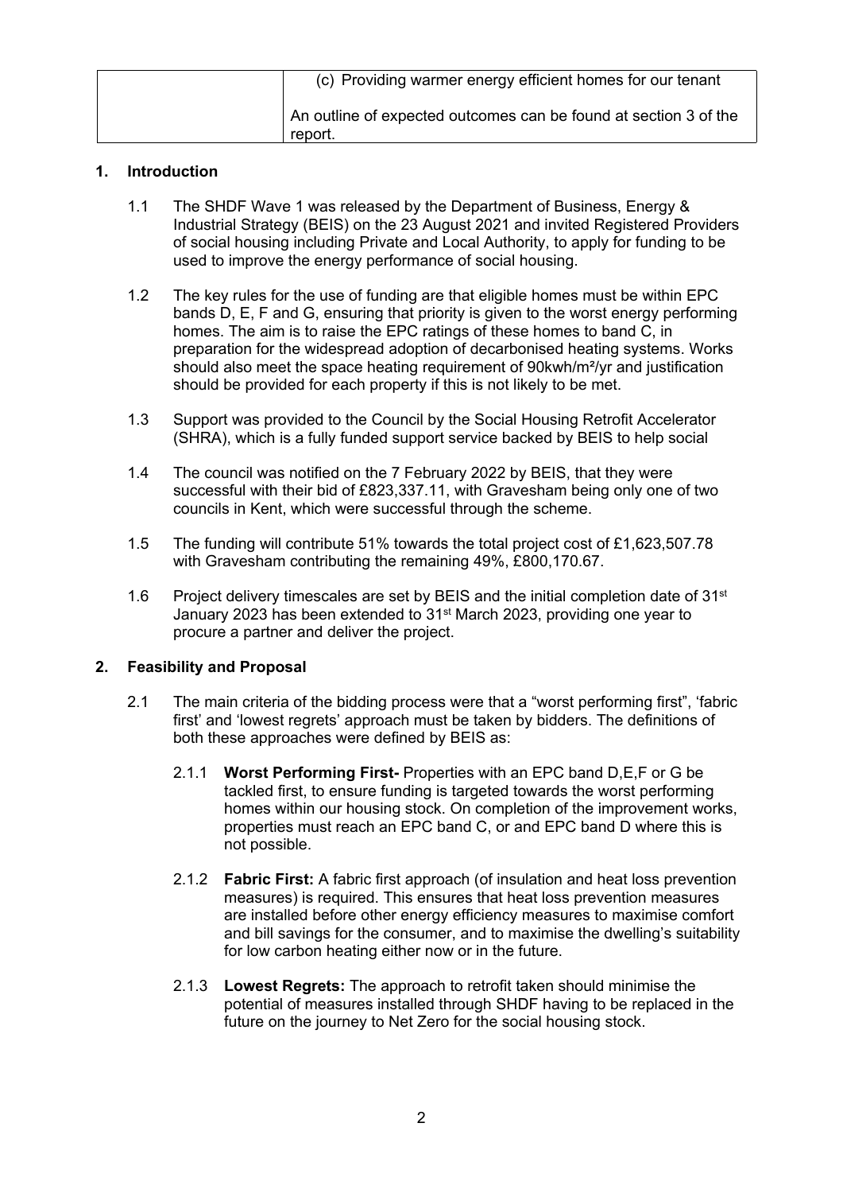| | (c) Providing warmer energy efficient homes for our tenant<br><br>An outline of expected outcomes can be found at section 3 of the report. |
|---|---|

## 1. Introduction

1.1 The SHDF Wave 1 was released by the Department of Business, Energy & Industrial Strategy (BEIS) on the 23 August 2021 and invited Registered Providers of social housing including Private and Local Authority, to apply for funding to be used to improve the energy performance of social housing.

1.2 The key rules for the use of funding are that eligible homes must be within EPC bands D, E, F and G, ensuring that priority is given to the worst energy performing homes. The aim is to raise the EPC ratings of these homes to band C, in preparation for the widespread adoption of decarbonised heating systems. Works should also meet the space heating requirement of 90kwh/m²/yr and justification should be provided for each property if this is not likely to be met.

1.3 Support was provided to the Council by the Social Housing Retrofit Accelerator (SHRA), which is a fully funded support service backed by BEIS to help social

1.4 The council was notified on the 7 February 2022 by BEIS, that they were successful with their bid of £823,337.11, with Gravesham being only one of two councils in Kent, which were successful through the scheme.

1.5 The funding will contribute 51% towards the total project cost of £1,623,507.78 with Gravesham contributing the remaining 49%, £800,170.67.

1.6 Project delivery timescales are set by BEIS and the initial completion date of 31st January 2023 has been extended to 31st March 2023, providing one year to procure a partner and deliver the project.

## 2. Feasibility and Proposal

2.1 The main criteria of the bidding process were that a "worst performing first", 'fabric first' and 'lowest regrets' approach must be taken by bidders. The definitions of both these approaches were defined by BEIS as:

2.1.1 **Worst Performing First-** Properties with an EPC band D,E,F or G be tackled first, to ensure funding is targeted towards the worst performing homes within our housing stock. On completion of the improvement works, properties must reach an EPC band C, or and EPC band D where this is not possible.

2.1.2 **Fabric First:** A fabric first approach (of insulation and heat loss prevention measures) is required. This ensures that heat loss prevention measures are installed before other energy efficiency measures to maximise comfort and bill savings for the consumer, and to maximise the dwelling's suitability for low carbon heating either now or in the future.

2.1.3 **Lowest Regrets:** The approach to retrofit taken should minimise the potential of measures installed through SHDF having to be replaced in the future on the journey to Net Zero for the social housing stock.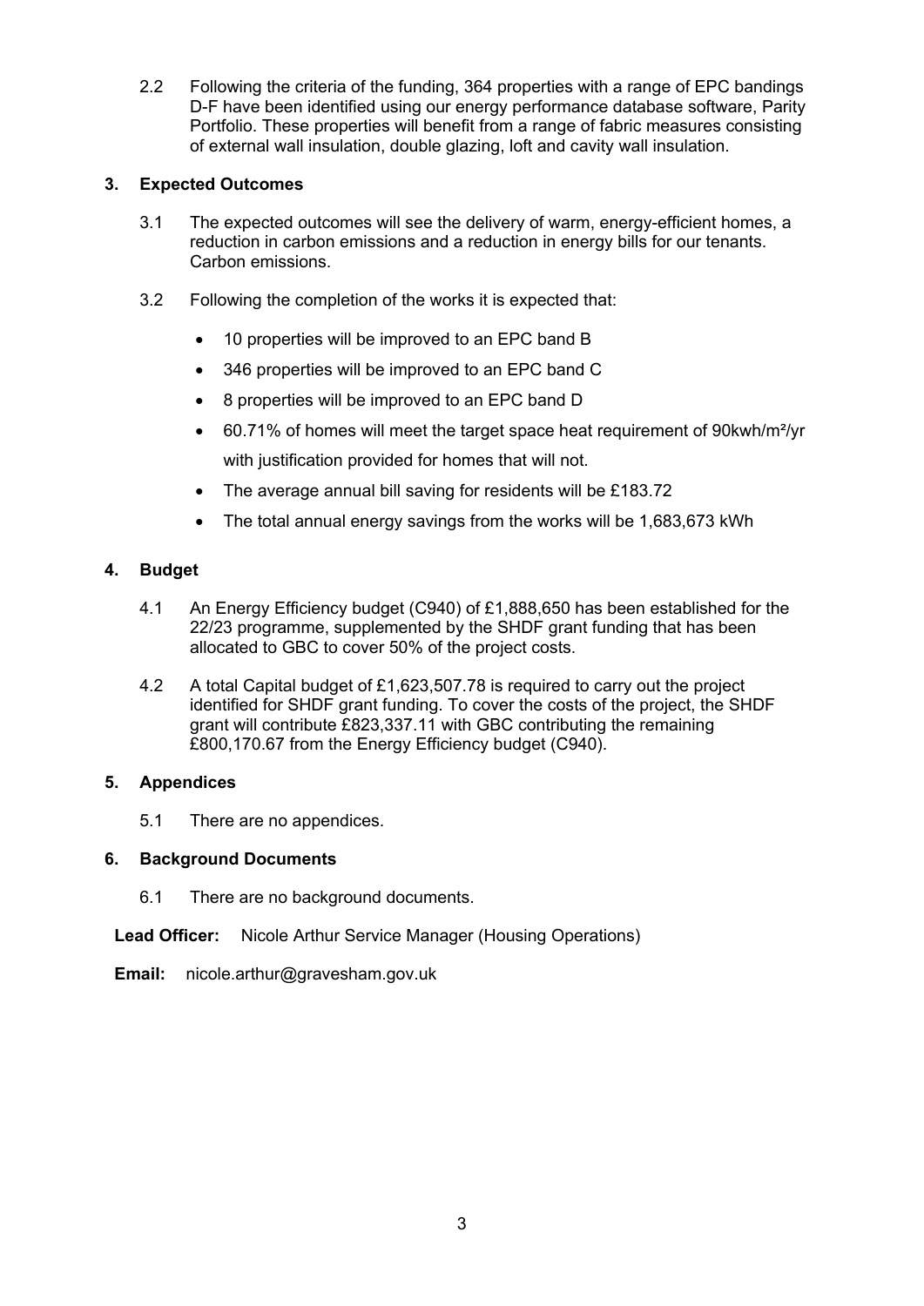2.2 Following the criteria of the funding, 364 properties with a range of EPC bandings D-F have been identified using our energy performance database software, Parity Portfolio. These properties will benefit from a range of fabric measures consisting of external wall insulation, double glazing, loft and cavity wall insulation.

## 3. Expected Outcomes

3.1 The expected outcomes will see the delivery of warm, energy-efficient homes, a reduction in carbon emissions and a reduction in energy bills for our tenants. Carbon emissions.

3.2 Following the completion of the works it is expected that:

- 10 properties will be improved to an EPC band B
- 346 properties will be improved to an EPC band C
- 8 properties will be improved to an EPC band D
- 60.71% of homes will meet the target space heat requirement of 90kwh/m²/yr with justification provided for homes that will not.
- The average annual bill saving for residents will be £183.72
- The total annual energy savings from the works will be 1,683,673 kWh

## 4. Budget

4.1 An Energy Efficiency budget (C940) of £1,888,650 has been established for the 22/23 programme, supplemented by the SHDF grant funding that has been allocated to GBC to cover 50% of the project costs.

4.2 A total Capital budget of £1,623,507.78 is required to carry out the project identified for SHDF grant funding. To cover the costs of the project, the SHDF grant will contribute £823,337.11 with GBC contributing the remaining £800,170.67 from the Energy Efficiency budget (C940).

## 5. Appendices

5.1 There are no appendices.

## 6. Background Documents

6.1 There are no background documents.

**Lead Officer:** Nicole Arthur Service Manager (Housing Operations)

**Email:** nicole.arthur@gravesham.gov.uk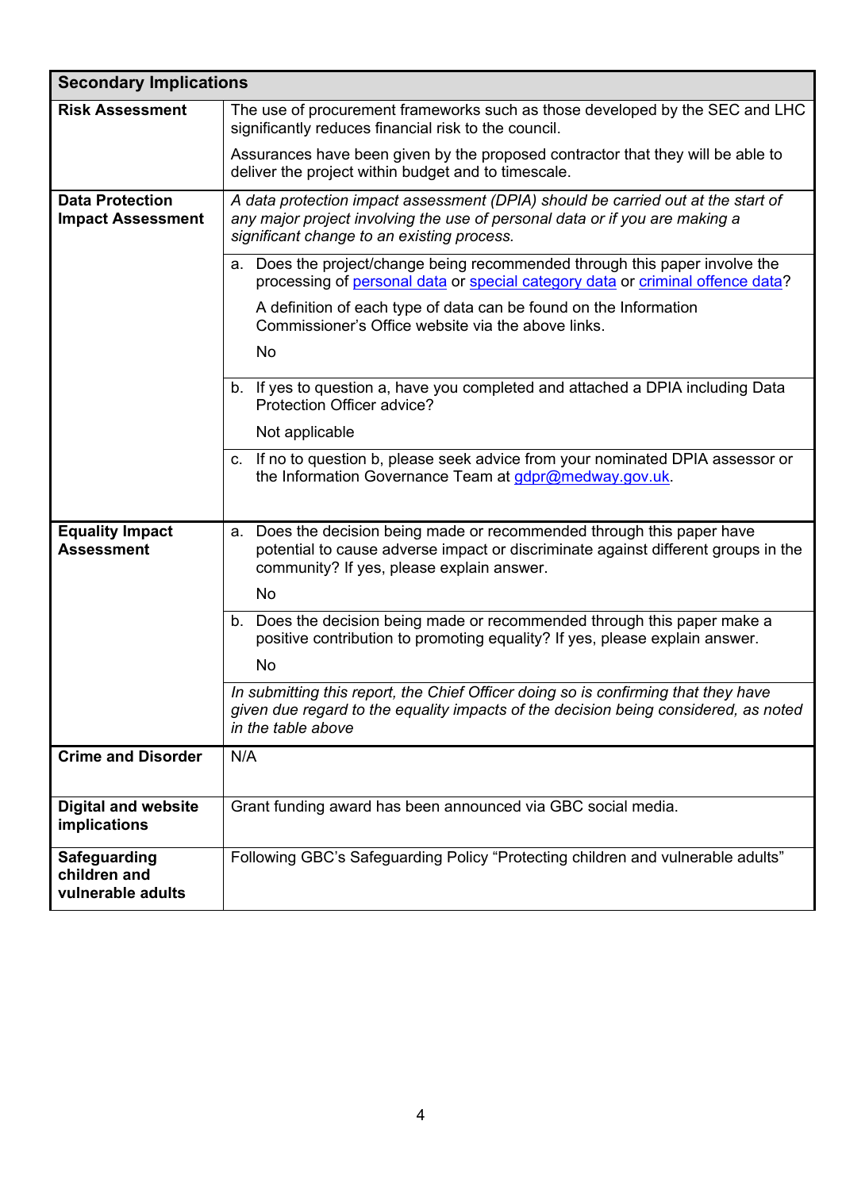| Secondary Implications | |
|---|---|
| **Risk Assessment** | The use of procurement frameworks such as those developed by the SEC and LHC significantly reduces financial risk to the council.<br><br>Assurances have been given by the proposed contractor that they will be able to deliver the project within budget and to timescale. |
| **Data Protection Impact Assessment** | *A data protection impact assessment (DPIA) should be carried out at the start of any major project involving the use of personal data or if you are making a significant change to an existing process.* |
| | a. Does the project/change being recommended through this paper involve the processing of personal data or special category data or criminal offence data?<br><br>A definition of each type of data can be found on the Information Commissioner's Office website via the above links.<br><br>No |
| | b. If yes to question a, have you completed and attached a DPIA including Data Protection Officer advice?<br><br>Not applicable |
| | c. If no to question b, please seek advice from your nominated DPIA assessor or the Information Governance Team at gdpr@medway.gov.uk. |
| **Equality Impact Assessment** | a. Does the decision being made or recommended through this paper have potential to cause adverse impact or discriminate against different groups in the community? If yes, please explain answer.<br><br>No |
| | b. Does the decision being made or recommended through this paper make a positive contribution to promoting equality? If yes, please explain answer.<br><br>No |
| | *In submitting this report, the Chief Officer doing so is confirming that they have given due regard to the equality impacts of the decision being considered, as noted in the table above* |
| **Crime and Disorder** | N/A |
| **Digital and website implications** | Grant funding award has been announced via GBC social media. |
| **Safeguarding children and vulnerable adults** | Following GBC's Safeguarding Policy "Protecting children and vulnerable adults" |